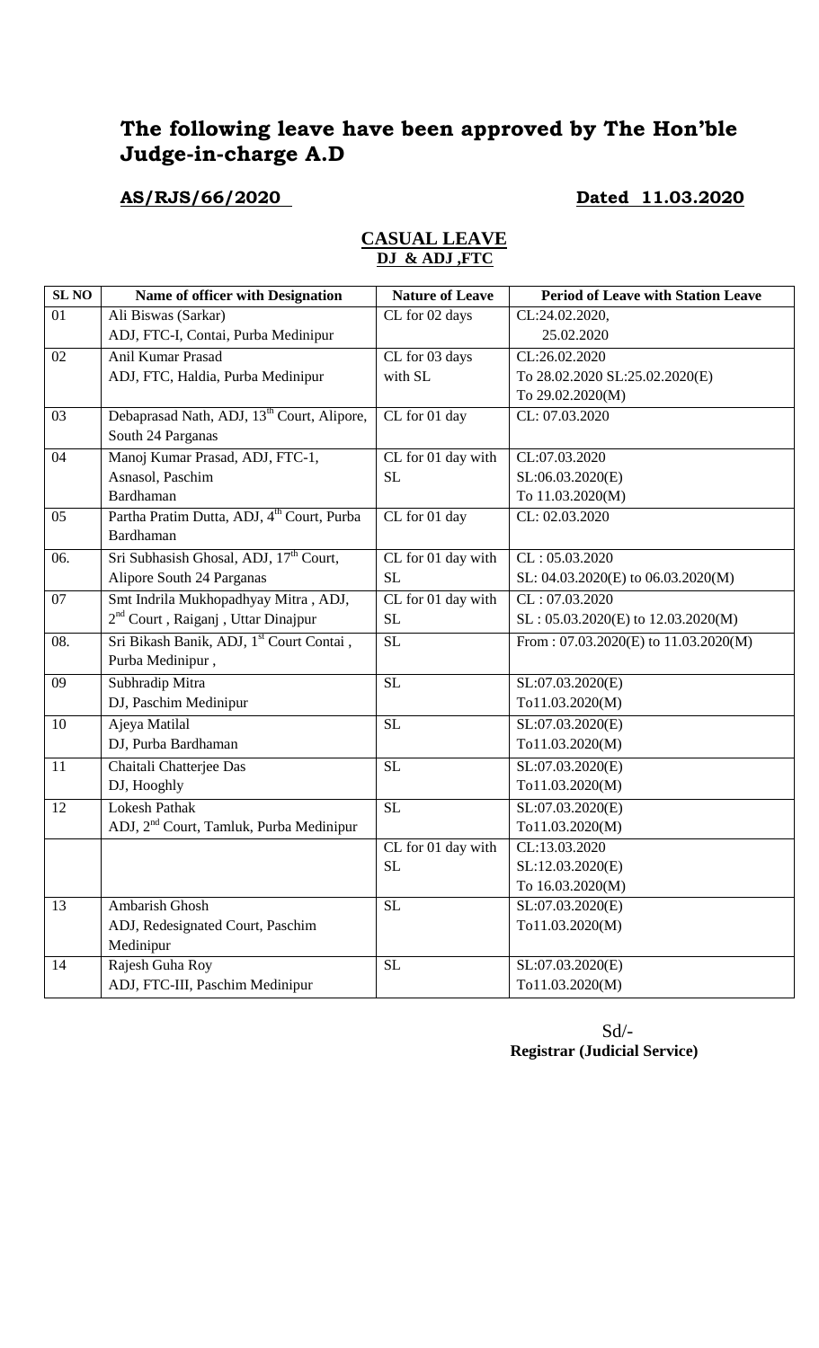# The following leave have been approved by The Hon'ble Judge-in-charge A.D

**AS/RJS/66/2020** **Dated 11.03.2020**

## CASUAL LEAVE
### DJ & ADJ ,FTC

| SL NO | Name of officer with Designation | Nature of Leave | Period of Leave with Station Leave |
|---|---|---|---|
| 01 | Ali Biswas (Sarkar)<br>ADJ, FTC-I, Contai, Purba Medinipur | CL for 02 days | CL:24.02.2020,<br>25.02.2020 |
| 02 | Anil Kumar Prasad<br>ADJ, FTC, Haldia, Purba Medinipur | CL for 03 days with SL | CL:26.02.2020<br>To 28.02.2020 SL:25.02.2020(E)<br>To 29.02.2020(M) |
| 03 | Debaprasad Nath, ADJ, 13th Court, Alipore, South 24 Parganas | CL for 01 day | CL: 07.03.2020 |
| 04 | Manoj Kumar Prasad, ADJ, FTC-1, Asnasol, Paschim Bardhaman | CL for 01 day with SL | CL:07.03.2020<br>SL:06.03.2020(E)<br>To 11.03.2020(M) |
| 05 | Partha Pratim Dutta, ADJ, 4th Court, Purba Bardhaman | CL for 01 day | CL: 02.03.2020 |
| 06. | Sri Subhasish Ghosal, ADJ, 17th Court, Alipore South 24 Parganas | CL for 01 day with SL | CL : 05.03.2020<br>SL: 04.03.2020(E) to 06.03.2020(M) |
| 07 | Smt Indrila Mukhopadhyay Mitra , ADJ, 2nd Court , Raiganj , Uttar Dinajpur | CL for 01 day with SL | CL : 07.03.2020<br>SL : 05.03.2020(E) to 12.03.2020(M) |
| 08. | Sri Bikash Banik, ADJ, 1st Court Contai , Purba Medinipur , | SL | From : 07.03.2020(E) to 11.03.2020(M) |
| 09 | Subhradip Mitra<br>DJ, Paschim Medinipur | SL | SL:07.03.2020(E)<br>To11.03.2020(M) |
| 10 | Ajeya Matilal<br>DJ, Purba Bardhaman | SL | SL:07.03.2020(E)<br>To11.03.2020(M) |
| 11 | Chaitali Chatterjee Das<br>DJ, Hooghly | SL | SL:07.03.2020(E)<br>To11.03.2020(M) |
| 12 | Lokesh Pathak<br>ADJ, 2nd Court, Tamluk, Purba Medinipur | SL | SL:07.03.2020(E)<br>To11.03.2020(M) |
| | | CL for 01 day with SL | CL:13.03.2020<br>SL:12.03.2020(E)<br>To 16.03.2020(M) |
| 13 | Ambarish Ghosh<br>ADJ, Redesignated Court, Paschim Medinipur | SL | SL:07.03.2020(E)<br>To11.03.2020(M) |
| 14 | Rajesh Guha Roy<br>ADJ, FTC-III, Paschim Medinipur | SL | SL:07.03.2020(E)<br>To11.03.2020(M) |

Sd/-
**Registrar (Judicial Service)**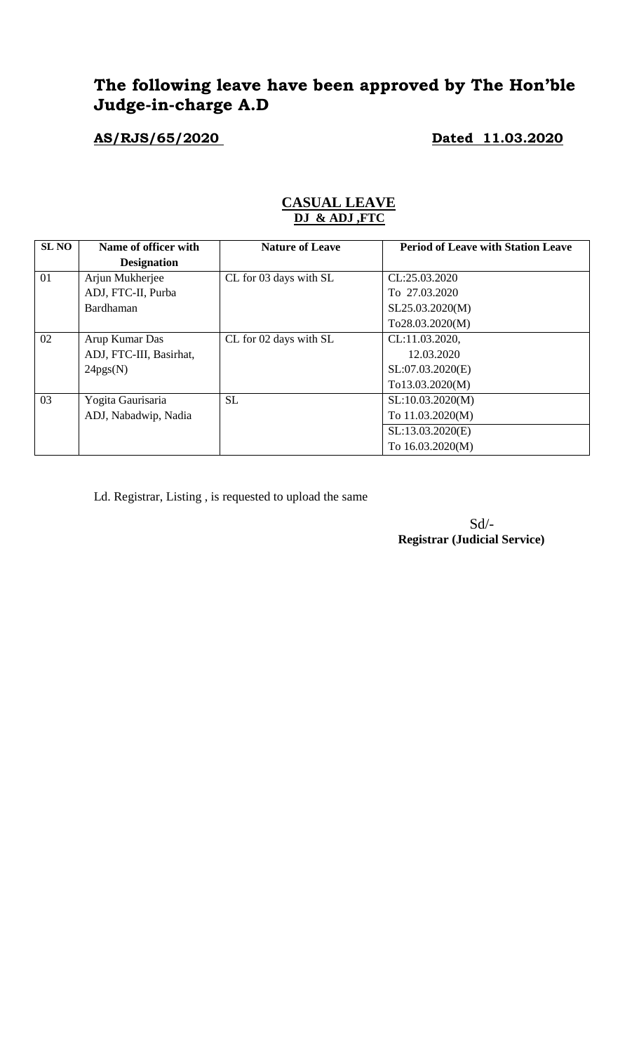# The following leave have been approved by The Hon'ble Judge-in-charge A.D

**AS/RJS/65/2020** **Dated 11.03.2020**

## CASUAL LEAVE
### DJ & ADJ ,FTC

| SL NO | Name of officer with Designation | Nature of Leave | Period of Leave with Station Leave |
|---|---|---|---|
| 01 | Arjun Mukherjee<br>ADJ, FTC-II, Purba Bardhaman | CL for 03 days with SL | CL:25.03.2020<br>To 27.03.2020<br>SL25.03.2020(M)<br>To28.03.2020(M) |
| 02 | Arup Kumar Das<br>ADJ, FTC-III, Basirhat, 24pgs(N) | CL for 02 days with SL | CL:11.03.2020,<br>12.03.2020<br>SL:07.03.2020(E)<br>To13.03.2020(M) |
| 03 | Yogita Gaurisaria<br>ADJ, Nabadwip, Nadia | SL | SL:10.03.2020(M)<br>To 11.03.2020(M)<br>SL:13.03.2020(E)<br>To 16.03.2020(M) |

Ld. Registrar, Listing , is requested to upload the same

Sd/-
**Registrar (Judicial Service)**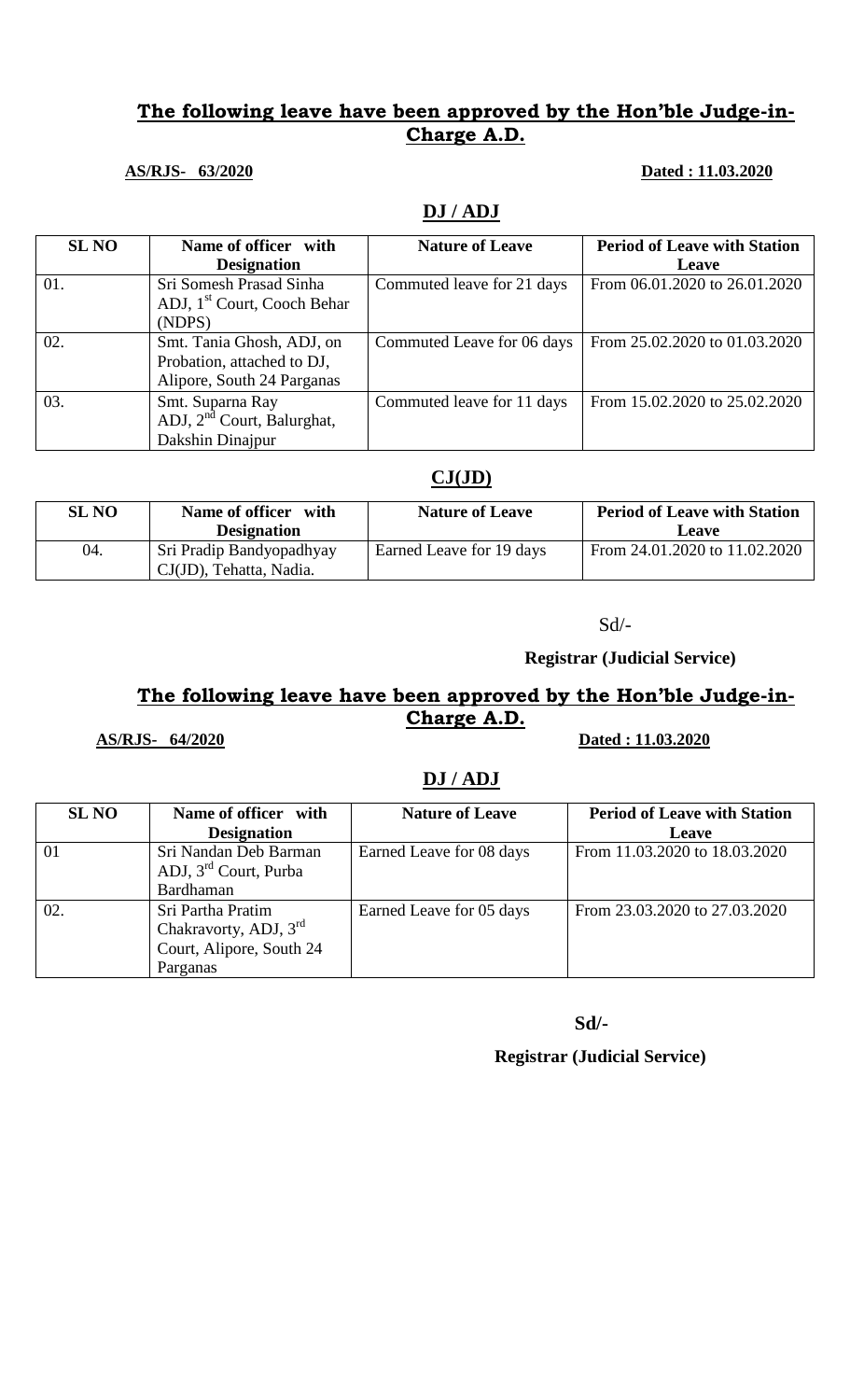## **The following leave have been approved by the Hon'ble Judge-in-Charge A.D.**

**AS/RJS- 63/2020** **Dated : 11.03.2020**

### **DJ / ADJ**

| SL NO | Name of officer with Designation | Nature of Leave | Period of Leave with Station Leave |
|---|---|---|---|
| 01. | Sri Somesh Prasad Sinha ADJ, 1st Court, Cooch Behar (NDPS) | Commuted leave for 21 days | From 06.01.2020 to 26.01.2020 |
| 02. | Smt. Tania Ghosh, ADJ, on Probation, attached to DJ, Alipore, South 24 Parganas | Commuted Leave for 06 days | From 25.02.2020 to 01.03.2020 |
| 03. | Smt. Suparna Ray ADJ, 2nd Court, Balurghat, Dakshin Dinajpur | Commuted leave for 11 days | From 15.02.2020 to 25.02.2020 |

### **CJ(JD)**

| SL NO | Name of officer with Designation | Nature of Leave | Period of Leave with Station Leave |
|---|---|---|---|
| 04. | Sri Pradip Bandyopadhyay CJ(JD), Tehatta, Nadia. | Earned Leave for 19 days | From 24.01.2020 to 11.02.2020 |

Sd/-

**Registrar (Judicial Service)**

## **The following leave have been approved by the Hon'ble Judge-in-Charge A.D.**

**AS/RJS- 64/2020** **Dated : 11.03.2020**

### **DJ / ADJ**

| SL NO | Name of officer with Designation | Nature of Leave | Period of Leave with Station Leave |
|---|---|---|---|
| 01 | Sri Nandan Deb Barman ADJ, 3rd Court, Purba Bardhaman | Earned Leave for 08 days | From 11.03.2020 to 18.03.2020 |
| 02. | Sri Partha Pratim Chakravorty, ADJ, 3rd Court, Alipore, South 24 Parganas | Earned Leave for 05 days | From 23.03.2020 to 27.03.2020 |

**Sd/-**

**Registrar (Judicial Service)**